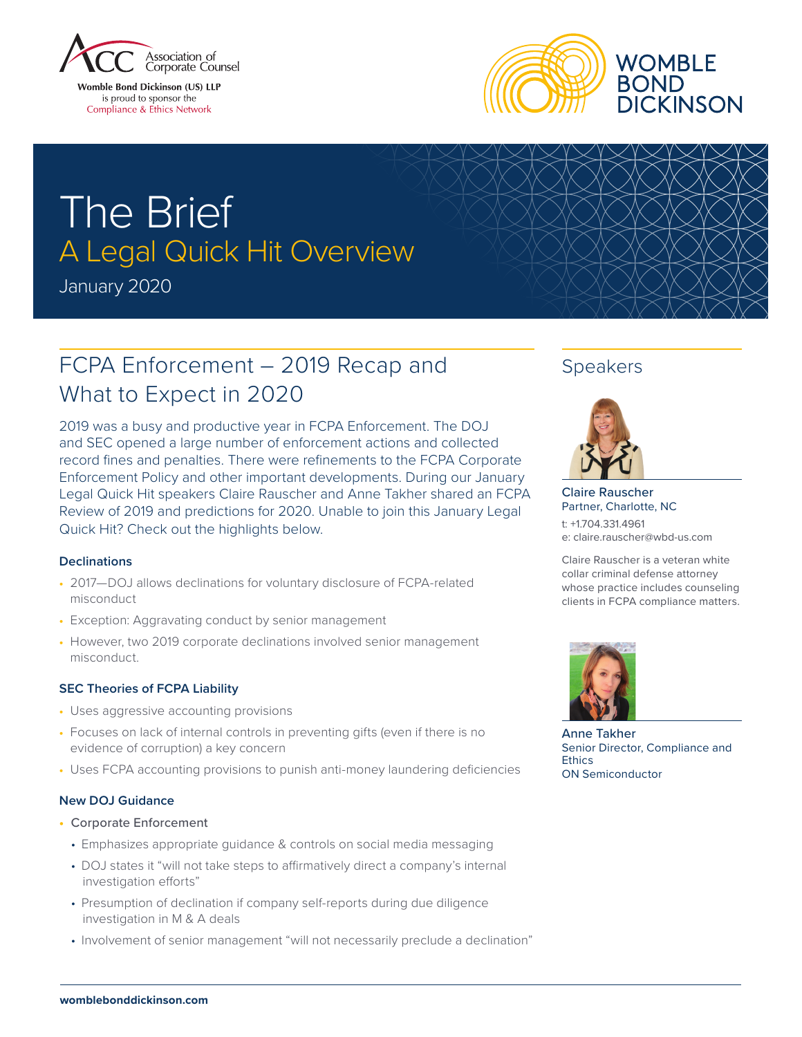Association of Corporate Counsel

Womble Bond Dickinson (US) LLP is proud to sponsor the Compliance & Ethics Network

WOMBLE BOND DICKINSON

# The Brief

## A Legal Quick Hit Overview

January 2020

## FCPA Enforcement – 2019 Recap and What to Expect in 2020

2019 was a busy and productive year in FCPA Enforcement. The DOJ and SEC opened a large number of enforcement actions and collected record fines and penalties. There were refinements to the FCPA Corporate Enforcement Policy and other important developments. During our January Legal Quick Hit speakers Claire Rauscher and Anne Takher shared an FCPA Review of 2019 and predictions for 2020. Unable to join this January Legal Quick Hit? Check out the highlights below.

### Declinations

- 2017—DOJ allows declinations for voluntary disclosure of FCPA-related misconduct
- Exception: Aggravating conduct by senior management
- However, two 2019 corporate declinations involved senior management misconduct.

### SEC Theories of FCPA Liability

- Uses aggressive accounting provisions
- Focuses on lack of internal controls in preventing gifts (even if there is no evidence of corruption) a key concern
- Uses FCPA accounting provisions to punish anti-money laundering deficiencies

### New DOJ Guidance

- Corporate Enforcement
  - Emphasizes appropriate guidance & controls on social media messaging
  - DOJ states it "will not take steps to affirmatively direct a company's internal investigation efforts"
  - Presumption of declination if company self-reports during due diligence investigation in M & A deals
  - Involvement of senior management "will not necessarily preclude a declination"

## Speakers

**Claire Rauscher**
Partner, Charlotte, NC
t: +1.704.331.4961
e: claire.rauscher@wbd-us.com

Claire Rauscher is a veteran white collar criminal defense attorney whose practice includes counseling clients in FCPA compliance matters.

**Anne Takher**
Senior Director, Compliance and Ethics
ON Semiconductor

womblebonddickinson.com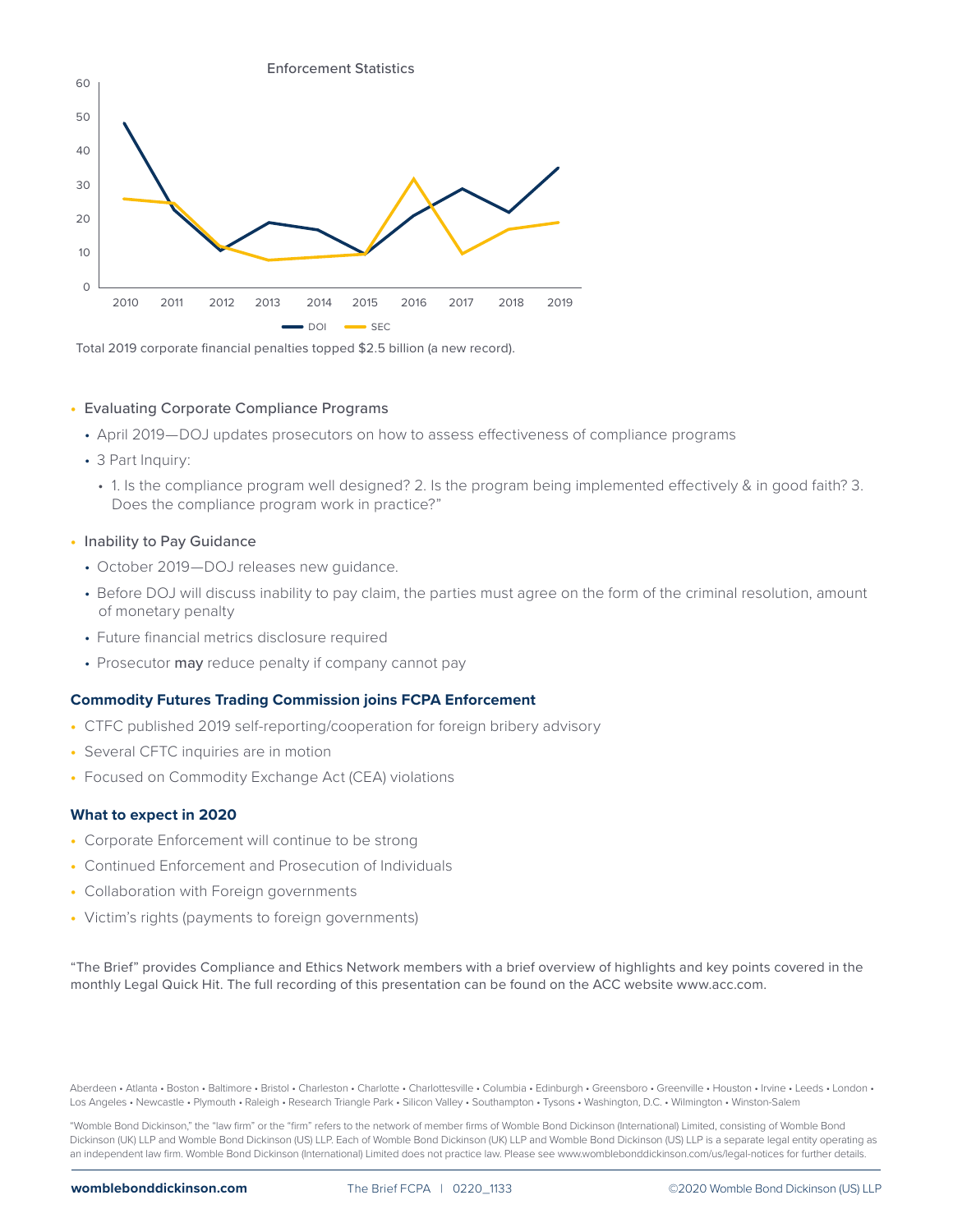Enforcement Statistics

60
50
40
30
20
10
0

2010 2011 2012 2013 2014 2015 2016 2017 2018 2019

DOJ SEC

Total 2019 corporate financial penalties topped $2.5 billion (a new record).

- Evaluating Corporate Compliance Programs
  - April 2019—DOJ updates prosecutors on how to assess effectiveness of compliance programs
  - 3 Part Inquiry:
    - 1. Is the compliance program well designed? 2. Is the program being implemented effectively & in good faith? 3. Does the compliance program work in practice?"
- Inability to Pay Guidance
  - October 2019—DOJ releases new guidance.
  - Before DOJ will discuss inability to pay claim, the parties must agree on the form of the criminal resolution, amount of monetary penalty
  - Future financial metrics disclosure required
  - Prosecutor **may** reduce penalty if company cannot pay

### Commodity Futures Trading Commission joins FCPA Enforcement

- CTFC published 2019 self-reporting/cooperation for foreign bribery advisory
- Several CFTC inquiries are in motion
- Focused on Commodity Exchange Act (CEA) violations

### What to expect in 2020

- Corporate Enforcement will continue to be strong
- Continued Enforcement and Prosecution of Individuals
- Collaboration with Foreign governments
- Victim's rights (payments to foreign governments)

"The Brief" provides Compliance and Ethics Network members with a brief overview of highlights and key points covered in the monthly Legal Quick Hit. The full recording of this presentation can be found on the ACC website www.acc.com.

Aberdeen • Atlanta • Boston • Baltimore • Bristol • Charleston • Charlotte • Charlottesville • Columbia • Edinburgh • Greensboro • Greenville • Houston • Irvine • Leeds • London • Los Angeles • Newcastle • Plymouth • Raleigh • Research Triangle Park • Silicon Valley • Southampton • Tysons • Washington, D.C. • Wilmington • Winston-Salem

"Womble Bond Dickinson," the "law firm" or the "firm" refers to the network of member firms of Womble Bond Dickinson (International) Limited, consisting of Womble Bond Dickinson (UK) LLP and Womble Bond Dickinson (US) LLP. Each of Womble Bond Dickinson (UK) LLP and Womble Bond Dickinson (US) LLP is a separate legal entity operating as an independent law firm. Womble Bond Dickinson (International) Limited does not practice law. Please see www.womblebonddickinson.com/us/legal-notices for further details.

**womblebonddickinson.com** The Brief FCPA | 0220_1133 ©2020 Womble Bond Dickinson (US) LLP